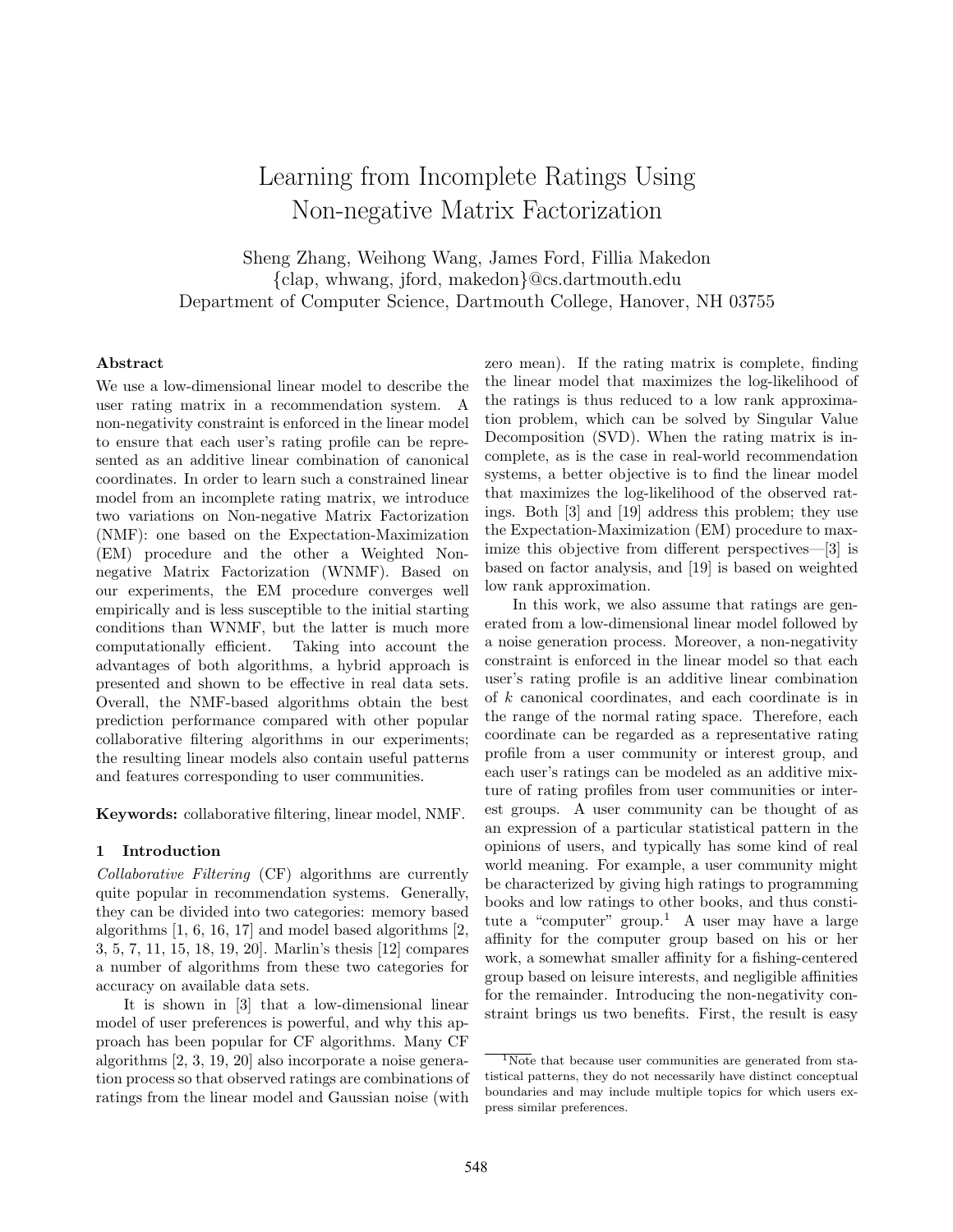# Learning from Incomplete Ratings Using Non-negative Matrix Factorization

Sheng Zhang, Weihong Wang, James Ford, Fillia Makedon
{clap, whwang, jford, makedon}@cs.dartmouth.edu
Department of Computer Science, Dartmouth College, Hanover, NH 03755

### Abstract

We use a low-dimensional linear model to describe the user rating matrix in a recommendation system. A non-negativity constraint is enforced in the linear model to ensure that each user's rating profile can be represented as an additive linear combination of canonical coordinates. In order to learn such a constrained linear model from an incomplete rating matrix, we introduce two variations on Non-negative Matrix Factorization (NMF): one based on the Expectation-Maximization (EM) procedure and the other a Weighted Non-negative Matrix Factorization (WNMF). Based on our experiments, the EM procedure converges well empirically and is less susceptible to the initial starting conditions than WNMF, but the latter is much more computationally efficient. Taking into account the advantages of both algorithms, a hybrid approach is presented and shown to be effective in real data sets. Overall, the NMF-based algorithms obtain the best prediction performance compared with other popular collaborative filtering algorithms in our experiments; the resulting linear models also contain useful patterns and features corresponding to user communities.

**Keywords:** collaborative filtering, linear model, NMF.

## 1 Introduction

*Collaborative Filtering* (CF) algorithms are currently quite popular in recommendation systems. Generally, they can be divided into two categories: memory based algorithms [1, 6, 16, 17] and model based algorithms [2, 3, 5, 7, 11, 15, 18, 19, 20]. Marlin's thesis [12] compares a number of algorithms from these two categories for accuracy on available data sets.

It is shown in [3] that a low-dimensional linear model of user preferences is powerful, and why this approach has been popular for CF algorithms. Many CF algorithms [2, 3, 19, 20] also incorporate a noise generation process so that observed ratings are combinations of ratings from the linear model and Gaussian noise (with zero mean). If the rating matrix is complete, finding the linear model that maximizes the log-likelihood of the ratings is thus reduced to a low rank approximation problem, which can be solved by Singular Value Decomposition (SVD). When the rating matrix is incomplete, as is the case in real-world recommendation systems, a better objective is to find the linear model that maximizes the log-likelihood of the observed ratings. Both [3] and [19] address this problem; they use the Expectation-Maximization (EM) procedure to maximize this objective from different perspectives—[3] is based on factor analysis, and [19] is based on weighted low rank approximation.

In this work, we also assume that ratings are generated from a low-dimensional linear model followed by a noise generation process. Moreover, a non-negativity constraint is enforced in the linear model so that each user's rating profile is an additive linear combination of $k$ canonical coordinates, and each coordinate is in the range of the normal rating space. Therefore, each coordinate can be regarded as a representative rating profile from a user community or interest group, and each user's ratings can be modeled as an additive mixture of rating profiles from user communities or interest groups. A user community can be thought of as an expression of a particular statistical pattern in the opinions of users, and typically has some kind of real world meaning. For example, a user community might be characterized by giving high ratings to programming books and low ratings to other books, and thus constitute a "computer" group.[1] A user may have a large affinity for the computer group based on his or her work, a somewhat smaller affinity for a fishing-centered group based on leisure interests, and negligible affinities for the remainder. Introducing the non-negativity constraint brings us two benefits. First, the result is easy

[1] Note that because user communities are generated from statistical patterns, they do not necessarily have distinct conceptual boundaries and may include multiple topics for which users express similar preferences.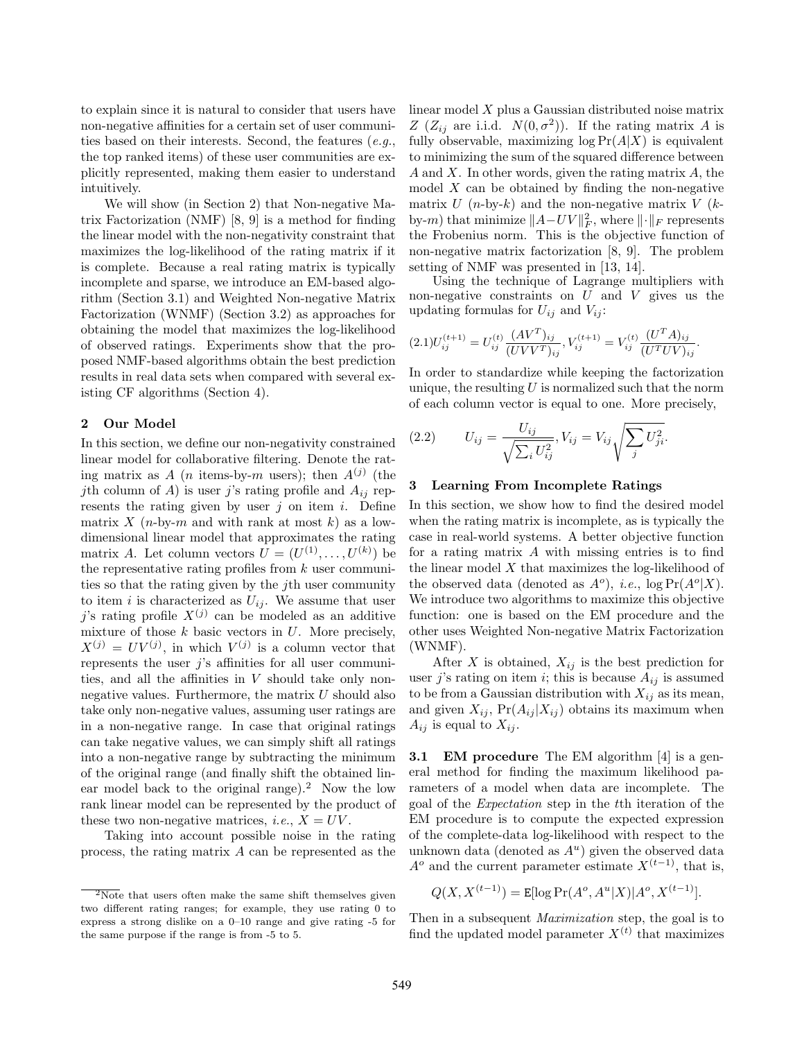to explain since it is natural to consider that users have non-negative affinities for a certain set of user communities based on their interests. Second, the features (*e.g.*, the top ranked items) of these user communities are explicitly represented, making them easier to understand intuitively.

We will show (in Section 2) that Non-negative Matrix Factorization (NMF) [8, 9] is a method for finding the linear model with the non-negativity constraint that maximizes the log-likelihood of the rating matrix if it is complete. Because a real rating matrix is typically incomplete and sparse, we introduce an EM-based algorithm (Section 3.1) and Weighted Non-negative Matrix Factorization (WNMF) (Section 3.2) as approaches for obtaining the model that maximizes the log-likelihood of observed ratings. Experiments show that the proposed NMF-based algorithms obtain the best prediction results in real data sets when compared with several existing CF algorithms (Section 4).

## 2 Our Model

In this section, we define our non-negativity constrained linear model for collaborative filtering. Denote the rating matrix as $A$ ($n$ items-by-$m$ users); then $A^{(j)}$ (the $j$th column of $A$) is user $j$'s rating profile and $A_{ij}$ represents the rating given by user $j$ on item $i$. Define matrix $X$ ($n$-by-$m$ and with rank at most $k$) as a low-dimensional linear model that approximates the rating matrix $A$. Let column vectors $U = (U^{(1)}, \ldots, U^{(k)})$ be the representative rating profiles from $k$ user communities so that the rating given by the $j$th user community to item $i$ is characterized as $U_{ij}$. We assume that user $j$'s rating profile $X^{(j)}$ can be modeled as an additive mixture of those $k$ basic vectors in $U$. More precisely, $X^{(j)} = UV^{(j)}$, in which $V^{(j)}$ is a column vector that represents the user $j$'s affinities for all user communities, and all the affinities in $V$ should take only non-negative values. Furthermore, the matrix $U$ should also take only non-negative values, assuming user ratings are in a non-negative range. In case that original ratings can take negative values, we can simply shift all ratings into a non-negative range by subtracting the minimum of the original range (and finally shift the obtained linear model back to the original range).[2] Now the low rank linear model can be represented by the product of these two non-negative matrices, *i.e.*, $X = UV$.

Taking into account possible noise in the rating process, the rating matrix $A$ can be represented as the linear model $X$ plus a Gaussian distributed noise matrix $Z$ ($Z_{ij}$ are i.i.d. $N(0, \sigma^2)$). If the rating matrix $A$ is fully observable, maximizing $\log \Pr(A|X)$ is equivalent to minimizing the sum of the squared difference between $A$ and $X$. In other words, given the rating matrix $A$, the model $X$ can be obtained by finding the non-negative matrix $U$ ($n$-by-$k$) and the non-negative matrix $V$ ($k$-by-$m$) that minimize $\|A - UV\|_F^2$, where $\|\cdot\|_F$ represents the Frobenius norm. This is the objective function of non-negative matrix factorization [8, 9]. The problem setting of NMF was presented in [13, 14].

Using the technique of Lagrange multipliers with non-negative constraints on $U$ and $V$ gives us the updating formulas for $U_{ij}$ and $V_{ij}$:

$$(2.1) \quad U_{ij}^{(t+1)} = U_{ij}^{(t)} \frac{(AV^T)_{ij}}{(UVV^T)_{ij}}, V_{ij}^{(t+1)} = V_{ij}^{(t)} \frac{(U^T A)_{ij}}{(U^T UV)_{ij}}.$$

In order to standardize while keeping the factorization unique, the resulting $U$ is normalized such that the norm of each column vector is equal to one. More precisely,

$$(2.2) \qquad U_{ij} = \frac{U_{ij}}{\sqrt{\sum_i U_{ij}^2}}, V_{ij} = V_{ij} \sqrt{\sum_j U_{ji}^2}.$$

## 3 Learning From Incomplete Ratings

In this section, we show how to find the desired model when the rating matrix is incomplete, as is typically the case in real-world systems. A better objective function for a rating matrix $A$ with missing entries is to find the linear model $X$ that maximizes the log-likelihood of the observed data (denoted as $A^o$), *i.e.*, $\log \Pr(A^o|X)$. We introduce two algorithms to maximize this objective function: one is based on the EM procedure and the other uses Weighted Non-negative Matrix Factorization (WNMF).

After $X$ is obtained, $X_{ij}$ is the best prediction for user $j$'s rating on item $i$; this is because $A_{ij}$ is assumed to be from a Gaussian distribution with $X_{ij}$ as its mean, and given $X_{ij}$, $\Pr(A_{ij}|X_{ij})$ obtains its maximum when $A_{ij}$ is equal to $X_{ij}$.

**3.1 EM procedure** The EM algorithm [4] is a general method for finding the maximum likelihood parameters of a model when data are incomplete. The goal of the *Expectation* step in the $t$th iteration of the EM procedure is to compute the expected expression of the complete-data log-likelihood with respect to the unknown data (denoted as $A^u$) given the observed data $A^o$ and the current parameter estimate $X^{(t-1)}$, that is,

$$Q(X, X^{(t-1)}) = \mathtt{E}[\log \Pr(A^o, A^u|X)|A^o, X^{(t-1)}].$$

Then in a subsequent *Maximization* step, the goal is to find the updated model parameter $X^{(t)}$ that maximizes

[2] Note that users often make the same shift themselves given two different rating ranges; for example, they use rating 0 to express a strong dislike on a 0–10 range and give rating -5 for the same purpose if the range is from -5 to 5.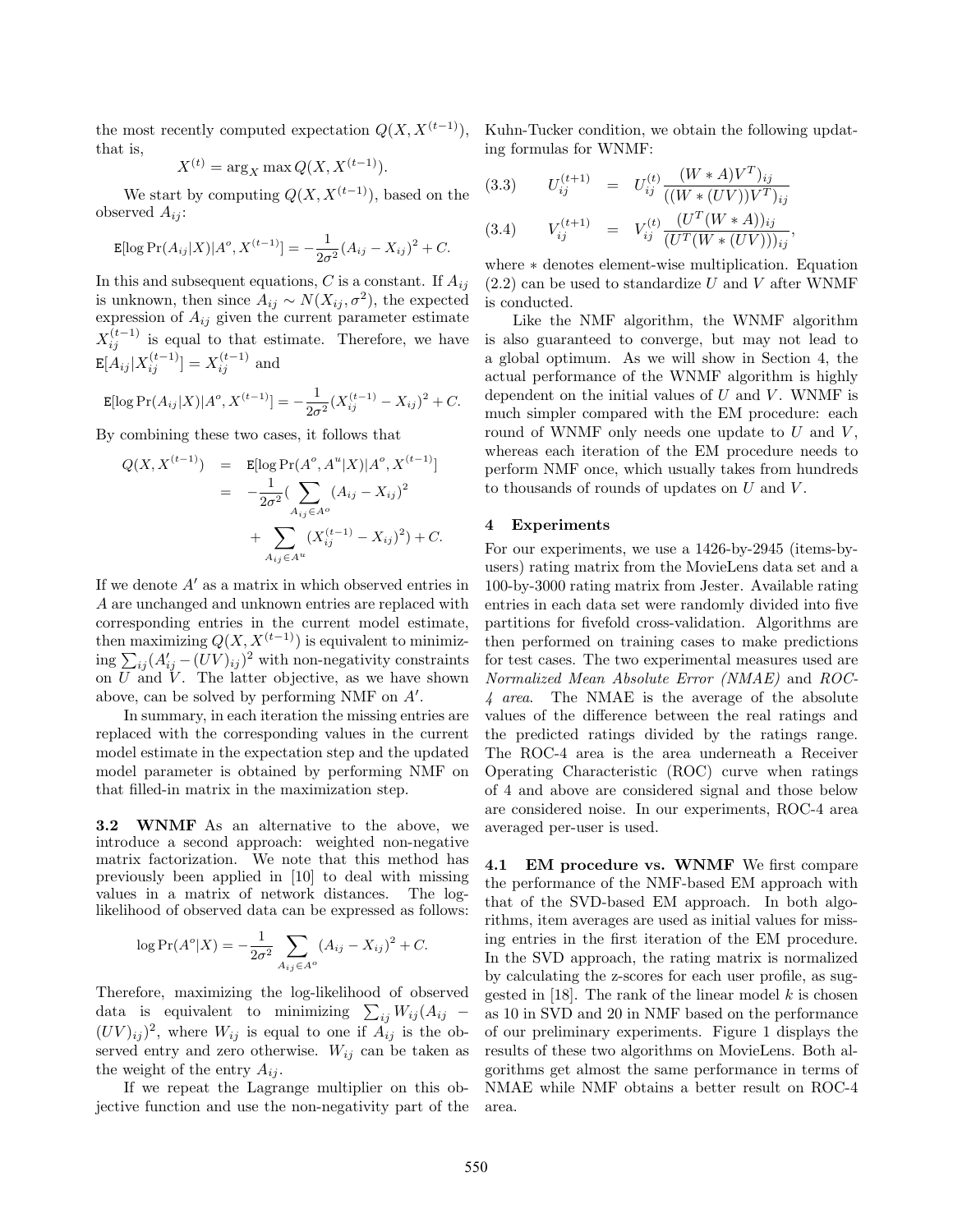the most recently computed expectation $Q(X, X^{(t-1)})$, that is,

$$X^{(t)} = \arg_X \max Q(X, X^{(t-1)}).$$

We start by computing $Q(X, X^{(t-1)})$, based on the observed $A_{ij}$:

$$\mathtt{E}[\log \Pr(A_{ij}|X)|A^o, X^{(t-1)}] = -\frac{1}{2\sigma^2}(A_{ij} - X_{ij})^2 + C.$$

In this and subsequent equations, $C$ is a constant. If $A_{ij}$ is unknown, then since $A_{ij} \sim N(X_{ij}, \sigma^2)$, the expected expression of $A_{ij}$ given the current parameter estimate $X_{ij}^{(t-1)}$ is equal to that estimate. Therefore, we have $\mathtt{E}[A_{ij}|X_{ij}^{(t-1)}] = X_{ij}^{(t-1)}$ and

$$\mathtt{E}[\log \Pr(A_{ij}|X)|A^o, X^{(t-1)}] = -\frac{1}{2\sigma^2}(X_{ij}^{(t-1)} - X_{ij})^2 + C.$$

By combining these two cases, it follows that

$$\begin{aligned} Q(X, X^{(t-1)}) &= \mathtt{E}[\log \Pr(A^o, A^u|X)|A^o, X^{(t-1)}] \\ &= -\frac{1}{2\sigma^2}(\sum_{A_{ij} \in A^o} (A_{ij} - X_{ij})^2 \\ &\quad + \sum_{A_{ij} \in A^u} (X_{ij}^{(t-1)} - X_{ij})^2) + C. \end{aligned}$$

If we denote $A'$ as a matrix in which observed entries in $A$ are unchanged and unknown entries are replaced with corresponding entries in the current model estimate, then maximizing $Q(X, X^{(t-1)})$ is equivalent to minimizing $\sum_{ij}(A'_{ij} - (UV)_{ij})^2$ with non-negativity constraints on $U$ and $V$. The latter objective, as we have shown above, can be solved by performing NMF on $A'$.

In summary, in each iteration the missing entries are replaced with the corresponding values in the current model estimate in the expectation step and the updated model parameter is obtained by performing NMF on that filled-in matrix in the maximization step.

**3.2 WNMF** As an alternative to the above, we introduce a second approach: weighted non-negative matrix factorization. We note that this method has previously been applied in [10] to deal with missing values in a matrix of network distances. The log-likelihood of observed data can be expressed as follows:

$$\log \Pr(A^o|X) = -\frac{1}{2\sigma^2} \sum_{A_{ij} \in A^o} (A_{ij} - X_{ij})^2 + C.$$

Therefore, maximizing the log-likelihood of observed data is equivalent to minimizing $\sum_{ij} W_{ij}(A_{ij} - (UV)_{ij})^2$, where $W_{ij}$ is equal to one if $A_{ij}$ is the observed entry and zero otherwise. $W_{ij}$ can be taken as the weight of the entry $A_{ij}$.

If we repeat the Lagrange multiplier on this objective function and use the non-negativity part of the Kuhn-Tucker condition, we obtain the following updating formulas for WNMF:

$$(3.3) \qquad U_{ij}^{(t+1)} = U_{ij}^{(t)} \frac{(W * A)V^T)_{ij}}{((W * (UV))V^T)_{ij}}$$

$$(3.4) \qquad V_{ij}^{(t+1)} = V_{ij}^{(t)} \frac{(U^T(W * A))_{ij}}{(U^T(W * (UV)))_{ij}},$$

where $*$ denotes element-wise multiplication. Equation (2.2) can be used to standardize $U$ and $V$ after WNMF is conducted.

Like the NMF algorithm, the WNMF algorithm is also guaranteed to converge, but may not lead to a global optimum. As we will show in Section 4, the actual performance of the WNMF algorithm is highly dependent on the initial values of $U$ and $V$. WNMF is much simpler compared with the EM procedure: each round of WNMF only needs one update to $U$ and $V$, whereas each iteration of the EM procedure needs to perform NMF once, which usually takes from hundreds to thousands of rounds of updates on $U$ and $V$.

## 4 Experiments

For our experiments, we use a 1426-by-2945 (items-by-users) rating matrix from the MovieLens data set and a 100-by-3000 rating matrix from Jester. Available rating entries in each data set were randomly divided into five partitions for fivefold cross-validation. Algorithms are then performed on training cases to make predictions for test cases. The two experimental measures used are *Normalized Mean Absolute Error (NMAE)* and *ROC-4 area*. The NMAE is the average of the absolute values of the difference between the real ratings and the predicted ratings divided by the ratings range. The ROC-4 area is the area underneath a Receiver Operating Characteristic (ROC) curve when ratings of 4 and above are considered signal and those below are considered noise. In our experiments, ROC-4 area averaged per-user is used.

**4.1 EM procedure vs. WNMF** We first compare the performance of the NMF-based EM approach with that of the SVD-based EM approach. In both algorithms, item averages are used as initial values for missing entries in the first iteration of the EM procedure. In the SVD approach, the rating matrix is normalized by calculating the z-scores for each user profile, as suggested in [18]. The rank of the linear model $k$ is chosen as 10 in SVD and 20 in NMF based on the performance of our preliminary experiments. Figure 1 displays the results of these two algorithms on MovieLens. Both algorithms get almost the same performance in terms of NMAE while NMF obtains a better result on ROC-4 area.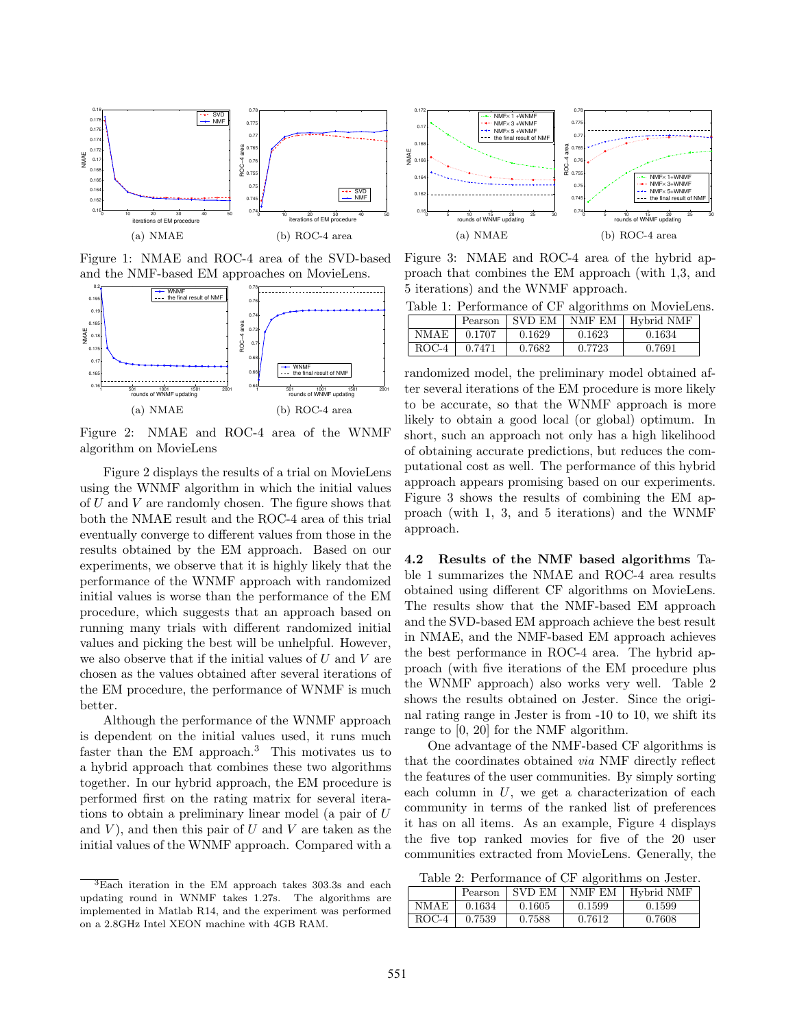Figure 1: NMAE and ROC-4 area of the SVD-based and the NMF-based EM approaches on MovieLens.

Figure 2: NMAE and ROC-4 area of the WNMF algorithm on MovieLens

Figure 2 displays the results of a trial on MovieLens using the WNMF algorithm in which the initial values of $U$ and $V$ are randomly chosen. The figure shows that both the NMAE result and the ROC-4 area of this trial eventually converge to different values from those in the results obtained by the EM approach. Based on our experiments, we observe that it is highly likely that the performance of the WNMF approach with randomized initial values is worse than the performance of the EM procedure, which suggests that an approach based on running many trials with different randomized initial values and picking the best will be unhelpful. However, we also observe that if the initial values of $U$ and $V$ are chosen as the values obtained after several iterations of the EM procedure, the performance of WNMF is much better.

Although the performance of the WNMF approach is dependent on the initial values used, it runs much faster than the EM approach.[3] This motivates us to a hybrid approach that combines these two algorithms together. In our hybrid approach, the EM procedure is performed first on the rating matrix for several iterations to obtain a preliminary linear model (a pair of $U$ and $V$), and then this pair of $U$ and $V$ are taken as the initial values of the WNMF approach. Compared with a randomized model, the preliminary model obtained after several iterations of the EM procedure is more likely to be accurate, so that the WNMF approach is more likely to obtain a good local (or global) optimum. In short, such an approach not only has a high likelihood of obtaining accurate predictions, but reduces the computational cost as well. The performance of this hybrid approach appears promising based on our experiments. Figure 3 shows the results of combining the EM approach (with 1, 3, and 5 iterations) and the WNMF approach.

[3] Each iteration in the EM approach takes 303.3s and each updating round in WNMF takes 1.27s. The algorithms are implemented in Matlab R14, and the experiment was performed on a 2.8GHz Intel XEON machine with 4GB RAM.

Figure 3: NMAE and ROC-4 area of the hybrid approach that combines the EM approach (with 1,3, and 5 iterations) and the WNMF approach.

Table 1: Performance of CF algorithms on MovieLens.

| | Pearson | SVD EM | NMF EM | Hybrid NMF |
|---|---|---|---|---|
| NMAE | 0.1707 | 0.1629 | 0.1623 | 0.1634 |
| ROC-4 | 0.7471 | 0.7682 | 0.7723 | 0.7691 |

### 4.2 Results of the NMF based algorithms

Table 1 summarizes the NMAE and ROC-4 area results obtained using different CF algorithms on MovieLens. The results show that the NMF-based EM approach and the SVD-based EM approach achieve the best result in NMAE, and the NMF-based EM approach achieves the best performance in ROC-4 area. The hybrid approach (with five iterations of the EM procedure plus the WNMF approach) also works very well. Table 2 shows the results obtained on Jester. Since the original rating range in Jester is from -10 to 10, we shift its range to [0, 20] for the NMF algorithm.

One advantage of the NMF-based CF algorithms is that the coordinates obtained *via* NMF directly reflect the features of the user communities. By simply sorting each column in $U$, we get a characterization of each community in terms of the ranked list of preferences it has on all items. As an example, Figure 4 displays the five top ranked movies for five of the 20 user communities extracted from MovieLens. Generally, the

Table 2: Performance of CF algorithms on Jester.

| | Pearson | SVD EM | NMF EM | Hybrid NMF |
|---|---|---|---|---|
| NMAE | 0.1634 | 0.1605 | 0.1599 | 0.1599 |
| ROC-4 | 0.7539 | 0.7588 | 0.7612 | 0.7608 |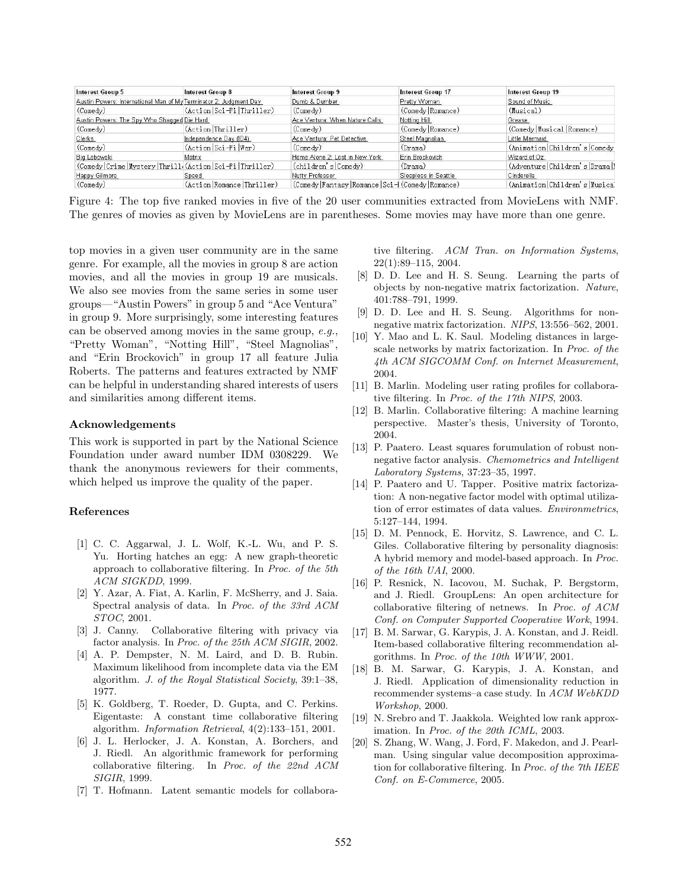| Interest Group 5 | Interest Group 8 | Interest Group 9 | Interest Group 17 | Interest Group 19 |
|---|---|---|---|---|
| Austin Powers: International Man of My | Terminator 2: Judgment Day | Dumb & Dumber | Pretty Woman | Sound of Music |
| (Comedy) | (Action\|Sci-Fi\|Thriller) | (Comedy) | (Comedy\|Romance) | (Musical) |
| Austin Powers: The Spy Who Shagged | Die Hard | Ace Ventura: When Nature Calls | Notting Hill | Grease |
| (Comedy) | (Action\|Thriller) | (Comedy) | (Comedy\|Romance) | (Comedy\|Musical\|Romance) |
| Clerks | Independence Day (ID4) | Ace Ventura: Pet Detective | Steel Magnolias | Little Mermaid |
| (Comedy) | (Action\|Sci-Fi\|War) | (Comedy) | (Drama) | (Animation\|Children's\|Comedy |
| Big Lebowski | Matrix | Home Alone 2: Lost in New York | Erin Brockovich | Wizard of Oz |
| (Comedy\|Crime\|Mystery\|Thrill | (Action\|Sci-Fi\|Thriller) | (children's\|Comedy) | (Drama) | (Adventure\|Children's\|Drama\| |
| Happy Gilmore | Speed | Nutty Professor | Sleepless in Seattle | Cinderella |
| (Comedy) | (Action\|Romance\|Thriller) | (Comedy\|Fantasy\|Romance\|Sci-F | (Comedy\|Romance) | (Animation\|Children's\|Musica |

Figure 4: The top five ranked movies in five of the 20 user communities extracted from MovieLens with NMF. The genres of movies as given by MovieLens are in parentheses. Some movies may have more than one genre.

top movies in a given user community are in the same genre. For example, all the movies in group 8 are action movies, and all the movies in group 19 are musicals. We also see movies from the same series in some user groups—"Austin Powers" in group 5 and "Ace Ventura" in group 9. More surprisingly, some interesting features can be observed among movies in the same group, *e.g.*, "Pretty Woman", "Notting Hill", "Steel Magnolias", and "Erin Brockovich" in group 17 all feature Julia Roberts. The patterns and features extracted by NMF can be helpful in understanding shared interests of users and similarities among different items.

### Acknowledgements

This work is supported in part by the National Science Foundation under award number IDM 0308229. We thank the anonymous reviewers for their comments, which helped us improve the quality of the paper.

### References

[1] C. C. Aggarwal, J. L. Wolf, K.-L. Wu, and P. S. Yu. Horting hatches an egg: A new graph-theoretic approach to collaborative filtering. In *Proc. of the 5th ACM SIGKDD*, 1999.

[2] Y. Azar, A. Fiat, A. Karlin, F. McSherry, and J. Saia. Spectral analysis of data. In *Proc. of the 33rd ACM STOC*, 2001.

[3] J. Canny. Collaborative filtering with privacy via factor analysis. In *Proc. of the 25th ACM SIGIR*, 2002.

[4] A. P. Dempster, N. M. Laird, and D. B. Rubin. Maximum likelihood from incomplete data via the EM algorithm. *J. of the Royal Statistical Society*, 39:1–38, 1977.

[5] K. Goldberg, T. Roeder, D. Gupta, and C. Perkins. Eigentaste: A constant time collaborative filtering algorithm. *Information Retrieval*, 4(2):133–151, 2001.

[6] J. L. Herlocker, J. A. Konstan, A. Borchers, and J. Riedl. An algorithmic framework for performing collaborative filtering. In *Proc. of the 22nd ACM SIGIR*, 1999.

[7] T. Hofmann. Latent semantic models for collaborative filtering. *ACM Tran. on Information Systems*, 22(1):89–115, 2004.

[8] D. D. Lee and H. S. Seung. Learning the parts of objects by non-negative matrix factorization. *Nature*, 401:788–791, 1999.

[9] D. D. Lee and H. S. Seung. Algorithms for non-negative matrix factorization. *NIPS*, 13:556–562, 2001.

[10] Y. Mao and L. K. Saul. Modeling distances in large-scale networks by matrix factorization. In *Proc. of the 4th ACM SIGCOMM Conf. on Internet Measurement*, 2004.

[11] B. Marlin. Modeling user rating profiles for collaborative filtering. In *Proc. of the 17th NIPS*, 2003.

[12] B. Marlin. Collaborative filtering: A machine learning perspective. Master's thesis, University of Toronto, 2004.

[13] P. Paatero. Least squares forumulation of robust non-negative factor analysis. *Chemometrics and Intelligent Laboratory Systems*, 37:23–35, 1997.

[14] P. Paatero and U. Tapper. Positive matrix factorization: A non-negative factor model with optimal utilization of error estimates of data values. *Environmetrics*, 5:127–144, 1994.

[15] D. M. Pennock, E. Horvitz, S. Lawrence, and C. L. Giles. Collaborative filtering by personality diagnosis: A hybrid memory and model-based approach. In *Proc. of the 16th UAI*, 2000.

[16] P. Resnick, N. Iacovou, M. Suchak, P. Bergstorm, and J. Riedl. GroupLens: An open architecture for collaborative filtering of netnews. In *Proc. of ACM Conf. on Computer Supported Cooperative Work*, 1994.

[17] B. M. Sarwar, G. Karypis, J. A. Konstan, and J. Reidl. Item-based collaborative filtering recommendation algorithms. In *Proc. of the 10th WWW*, 2001.

[18] B. M. Sarwar, G. Karypis, J. A. Konstan, and J. Riedl. Application of dimensionality reduction in recommender systems–a case study. In *ACM WebKDD Workshop*, 2000.

[19] N. Srebro and T. Jaakkola. Weighted low rank approximation. In *Proc. of the 20th ICML*, 2003.

[20] S. Zhang, W. Wang, J. Ford, F. Makedon, and J. Pearlman. Using singular value decomposition approximation for collaborative filtering. In *Proc. of the 7th IEEE Conf. on E-Commerce*, 2005.